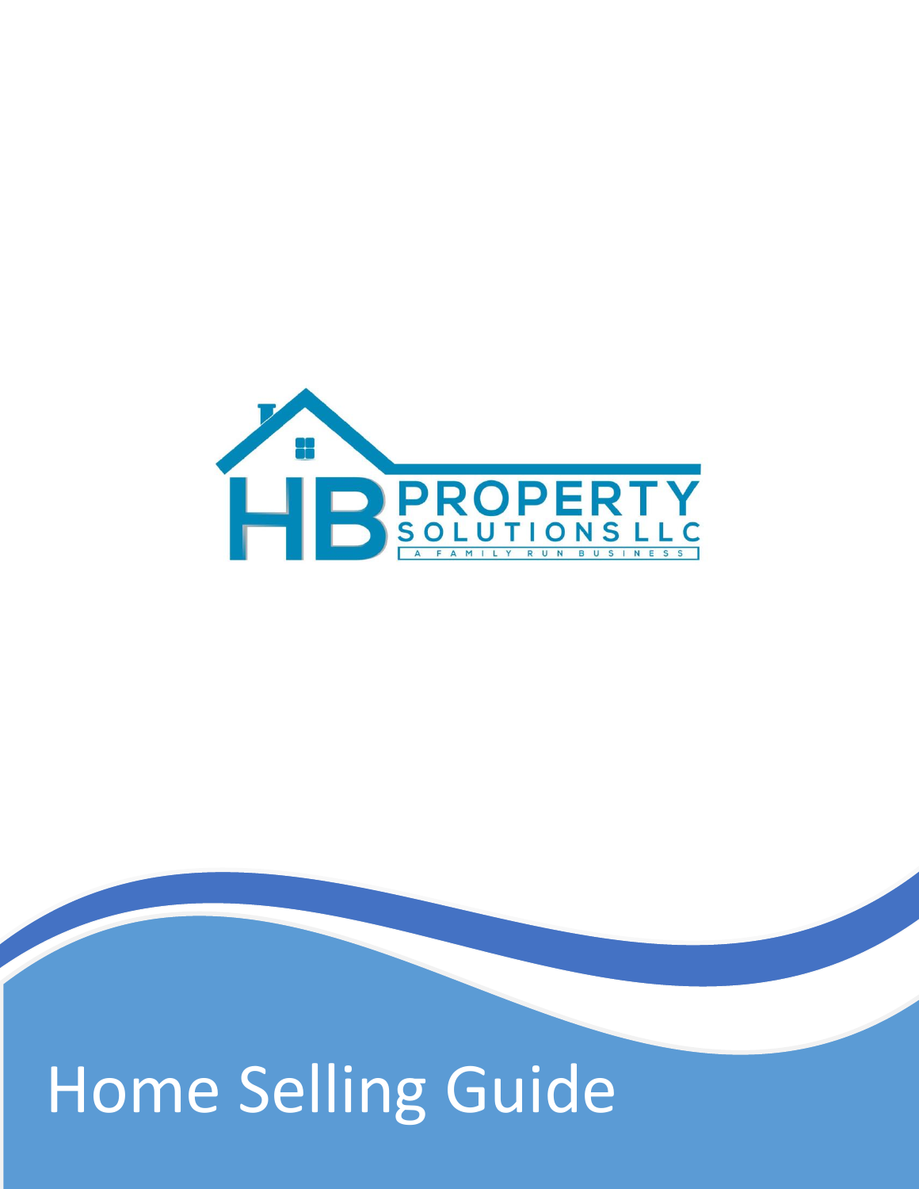HB PROPERTY SOLUTIONS LLC

A FAMILY RUN BUSINESS

# Home Selling Guide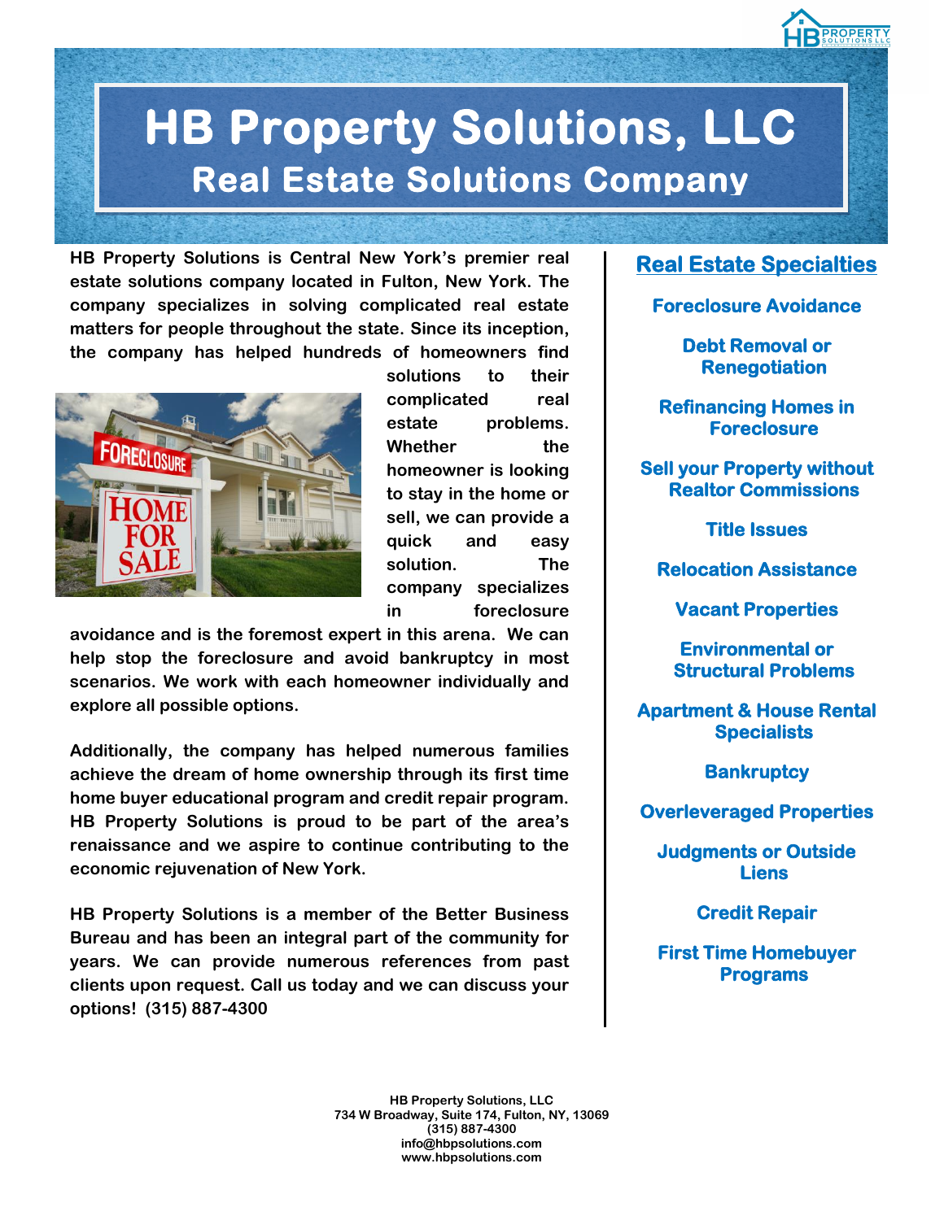# HB Property Solutions, LLC

## Real Estate Solutions Company

**HB Property Solutions is Central New York's premier real estate solutions company located in Fulton, New York. The company specializes in solving complicated real estate matters for people throughout the state. Since its inception, the company has helped hundreds of homeowners find solutions to their complicated real estate problems. Whether the homeowner is looking to stay in the home or sell, we can provide a quick and easy solution. The company specializes in foreclosure avoidance and is the foremost expert in this arena. We can help stop the foreclosure and avoid bankruptcy in most scenarios. We work with each homeowner individually and explore all possible options.**

**Additionally, the company has helped numerous families achieve the dream of home ownership through its first time home buyer educational program and credit repair program. HB Property Solutions is proud to be part of the area's renaissance and we aspire to continue contributing to the economic rejuvenation of New York.**

**HB Property Solutions is a member of the Better Business Bureau and has been an integral part of the community for years. We can provide numerous references from past clients upon request. Call us today and we can discuss your options! (315) 887-4300**

### Real Estate Specialties

- Foreclosure Avoidance
- Debt Removal or Renegotiation
- Refinancing Homes in Foreclosure
- Sell your Property without Realtor Commissions
- Title Issues
- Relocation Assistance
- Vacant Properties
- Environmental or Structural Problems
- Apartment & House Rental Specialists
- Bankruptcy
- Overleveraged Properties
- Judgments or Outside Liens
- Credit Repair
- First Time Homebuyer Programs

**HB Property Solutions, LLC**
**734 W Broadway, Suite 174, Fulton, NY, 13069**
**(315) 887-4300**
**info@hbpsolutions.com**
**www.hbpsolutions.com**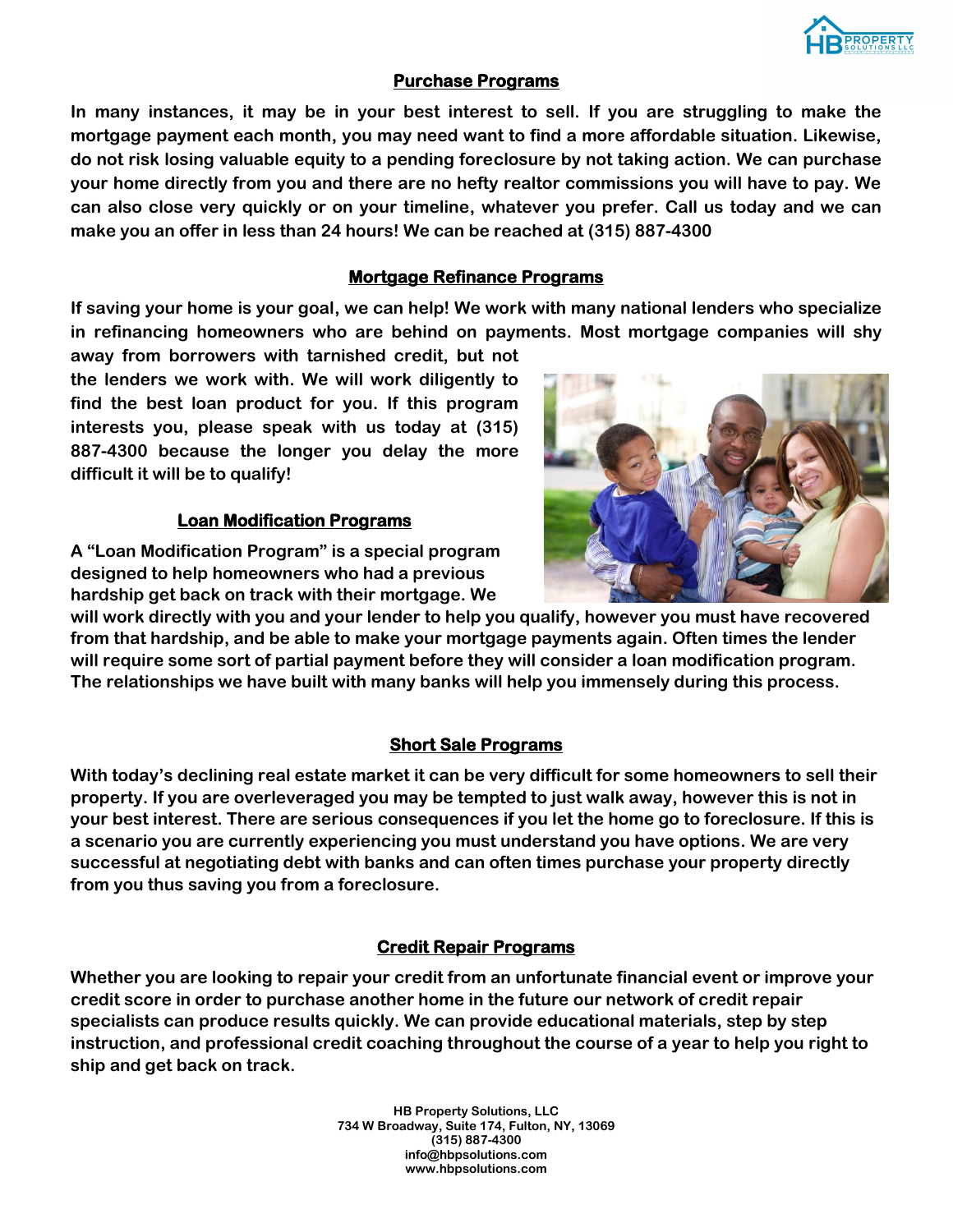## Purchase Programs

**In many instances, it may be in your best interest to sell. If you are struggling to make the mortgage payment each month, you may need want to find a more affordable situation. Likewise, do not risk losing valuable equity to a pending foreclosure by not taking action. We can purchase your home directly from you and there are no hefty realtor commissions you will have to pay. We can also close very quickly or on your timeline, whatever you prefer. Call us today and we can make you an offer in less than 24 hours! We can be reached at (315) 887-4300**

## Mortgage Refinance Programs

**If saving your home is your goal, we can help! We work with many national lenders who specialize in refinancing homeowners who are behind on payments. Most mortgage companies will shy away from borrowers with tarnished credit, but not the lenders we work with. We will work diligently to find the best loan product for you. If this program interests you, please speak with us today at (315) 887-4300 because the longer you delay the more difficult it will be to qualify!**

## Loan Modification Programs

**A "Loan Modification Program" is a special program designed to help homeowners who had a previous hardship get back on track with their mortgage. We will work directly with you and your lender to help you qualify, however you must have recovered from that hardship, and be able to make your mortgage payments again. Often times the lender will require some sort of partial payment before they will consider a loan modification program. The relationships we have built with many banks will help you immensely during this process.**

## Short Sale Programs

**With today's declining real estate market it can be very difficult for some homeowners to sell their property. If you are overleveraged you may be tempted to just walk away, however this is not in your best interest. There are serious consequences if you let the home go to foreclosure. If this is a scenario you are currently experiencing you must understand you have options. We are very successful at negotiating debt with banks and can often times purchase your property directly from you thus saving you from a foreclosure.**

## Credit Repair Programs

**Whether you are looking to repair your credit from an unfortunate financial event or improve your credit score in order to purchase another home in the future our network of credit repair specialists can produce results quickly. We can provide educational materials, step by step instruction, and professional credit coaching throughout the course of a year to help you right to ship and get back on track.**

**HB Property Solutions, LLC**
**734 W Broadway, Suite 174, Fulton, NY, 13069**
**(315) 887-4300**
**info@hbpsolutions.com**
**www.hbpsolutions.com**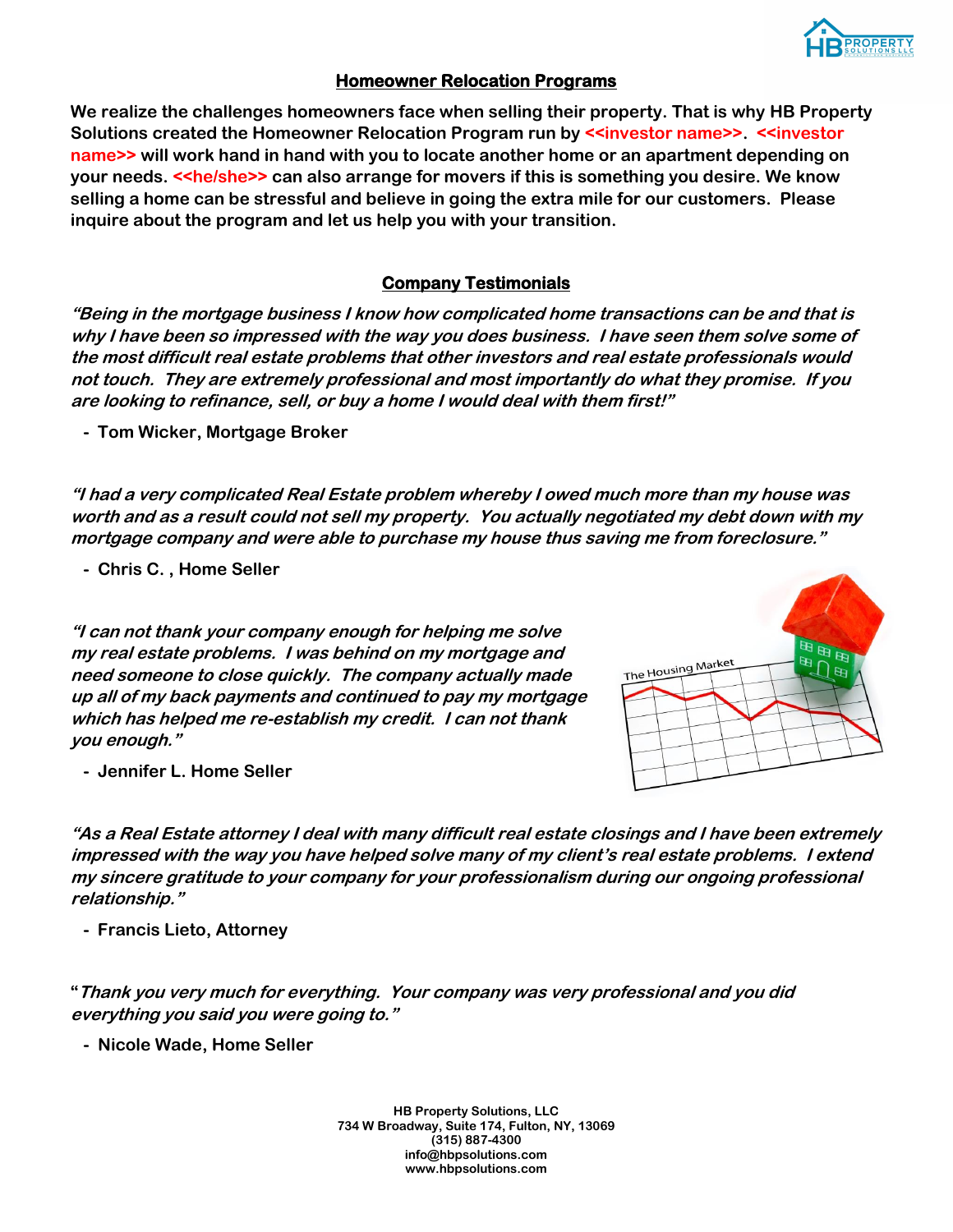## Homeowner Relocation Programs

**We realize the challenges homeowners face when selling their property. That is why HB Property Solutions created the Homeowner Relocation Program run by <<investor name>>. <<investor name>> will work hand in hand with you to locate another home or an apartment depending on your needs. <<he/she>> can also arrange for movers if this is something you desire. We know selling a home can be stressful and believe in going the extra mile for our customers. Please inquire about the program and let us help you with your transition.**

## Company Testimonials

***"Being in the mortgage business I know how complicated home transactions can be and that is why I have been so impressed with the way you does business. I have seen them solve some of the most difficult real estate problems that other investors and real estate professionals would not touch. They are extremely professional and most importantly do what they promise. If you are looking to refinance, sell, or buy a home I would deal with them first!"***

- **Tom Wicker, Mortgage Broker**

***"I had a very complicated Real Estate problem whereby I owed much more than my house was worth and as a result could not sell my property. You actually negotiated my debt down with my mortgage company and were able to purchase my house thus saving me from foreclosure."***

- **Chris C. , Home Seller**

***"I can not thank your company enough for helping me solve my real estate problems. I was behind on my mortgage and need someone to close quickly. The company actually made up all of my back payments and continued to pay my mortgage which has helped me re-establish my credit. I can not thank you enough."***

- **Jennifer L. Home Seller**

***"As a Real Estate attorney I deal with many difficult real estate closings and I have been extremely impressed with the way you have helped solve many of my client's real estate problems. I extend my sincere gratitude to your company for your professionalism during our ongoing professional relationship."***

- **Francis Lieto, Attorney**

**"*Thank you very much for everything. Your company was very professional and you did everything you said you were going to."***

- **Nicole Wade, Home Seller**

**HB Property Solutions, LLC**
**734 W Broadway, Suite 174, Fulton, NY, 13069**
**(315) 887-4300**
**info@hbpsolutions.com**
**www.hbpsolutions.com**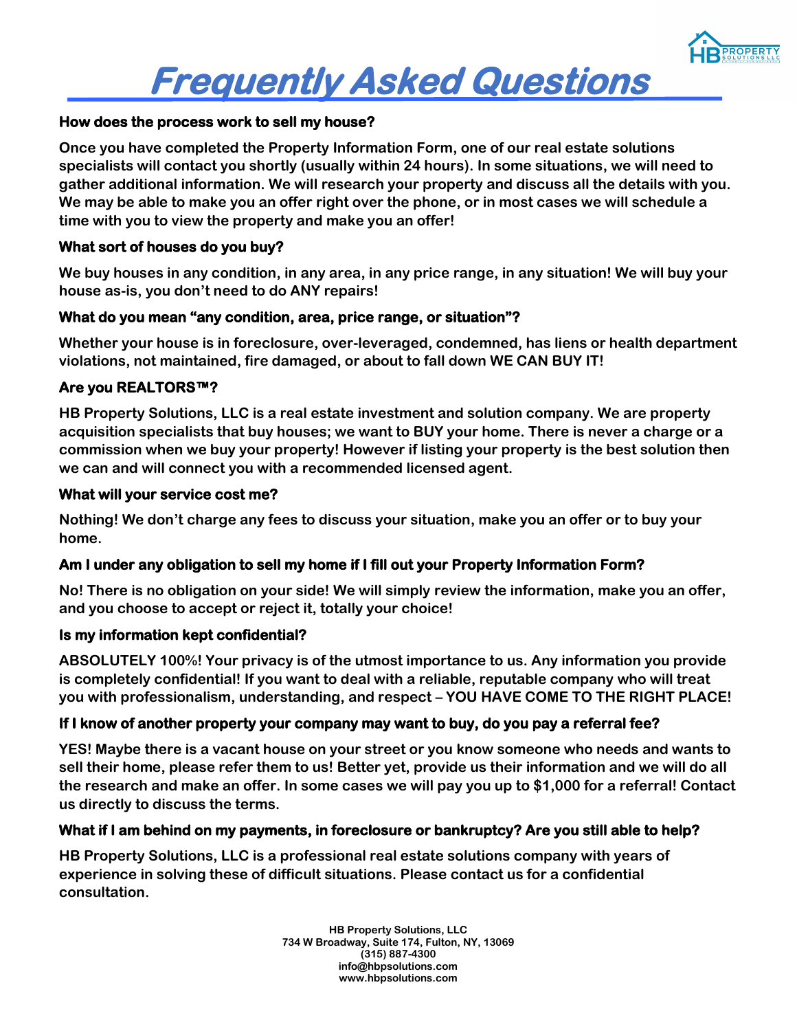# Frequently Asked Questions

**How does the process work to sell my house?**

**Once you have completed the Property Information Form, one of our real estate solutions specialists will contact you shortly (usually within 24 hours). In some situations, we will need to gather additional information. We will research your property and discuss all the details with you. We may be able to make you an offer right over the phone, or in most cases we will schedule a time with you to view the property and make you an offer!**

**What sort of houses do you buy?**

**We buy houses in any condition, in any area, in any price range, in any situation! We will buy your house as-is, you don't need to do ANY repairs!**

**What do you mean "any condition, area, price range, or situation"?**

**Whether your house is in foreclosure, over-leveraged, condemned, has liens or health department violations, not maintained, fire damaged, or about to fall down WE CAN BUY IT!**

**Are you REALTORS™?**

**HB Property Solutions, LLC is a real estate investment and solution company. We are property acquisition specialists that buy houses; we want to BUY your home. There is never a charge or a commission when we buy your property! However if listing your property is the best solution then we can and will connect you with a recommended licensed agent.**

**What will your service cost me?**

**Nothing! We don't charge any fees to discuss your situation, make you an offer or to buy your home.**

**Am I under any obligation to sell my home if I fill out your Property Information Form?**

**No! There is no obligation on your side! We will simply review the information, make you an offer, and you choose to accept or reject it, totally your choice!**

**Is my information kept confidential?**

**ABSOLUTELY 100%! Your privacy is of the utmost importance to us. Any information you provide is completely confidential! If you want to deal with a reliable, reputable company who will treat you with professionalism, understanding, and respect – YOU HAVE COME TO THE RIGHT PLACE!**

**If I know of another property your company may want to buy, do you pay a referral fee?**

**YES! Maybe there is a vacant house on your street or you know someone who needs and wants to sell their home, please refer them to us! Better yet, provide us their information and we will do all the research and make an offer. In some cases we will pay you up to $1,000 for a referral! Contact us directly to discuss the terms.**

**What if I am behind on my payments, in foreclosure or bankruptcy? Are you still able to help?**

**HB Property Solutions, LLC is a professional real estate solutions company with years of experience in solving these of difficult situations. Please contact us for a confidential consultation.**

**HB Property Solutions, LLC**
**734 W Broadway, Suite 174, Fulton, NY, 13069**
**(315) 887-4300**
**info@hbpsolutions.com**
**www.hbpsolutions.com**